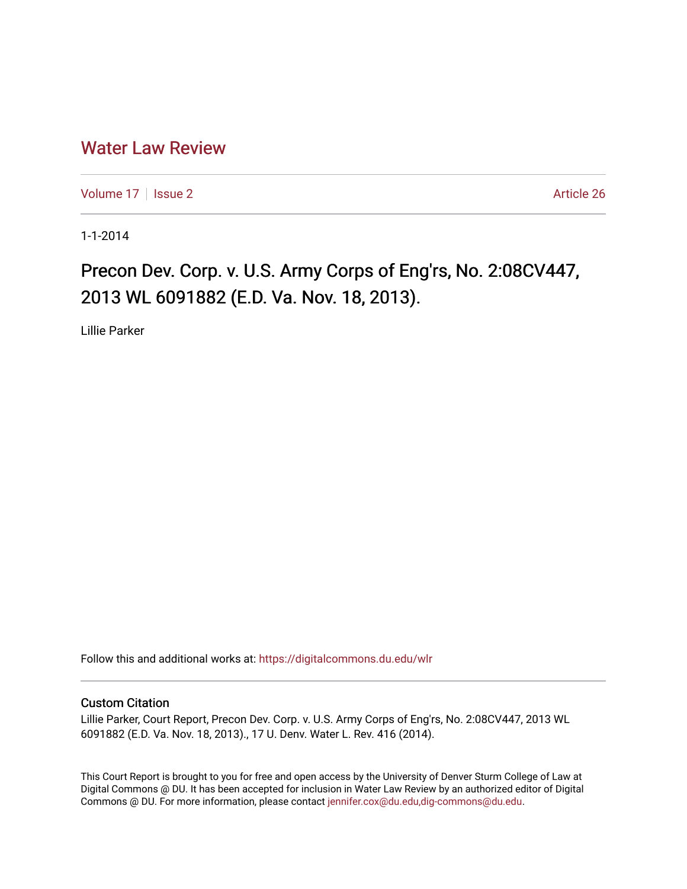# Water Law Review

Volume 17 | Issue 2 | Article 26

1-1-2014

## Precon Dev. Corp. v. U.S. Army Corps of Eng'rs, No. 2:08CV447, 2013 WL 6091882 (E.D. Va. Nov. 18, 2013).

Lillie Parker

Follow this and additional works at: https://digitalcommons.du.edu/wlr

### Custom Citation

Lillie Parker, Court Report, Precon Dev. Corp. v. U.S. Army Corps of Eng'rs, No. 2:08CV447, 2013 WL 6091882 (E.D. Va. Nov. 18, 2013)., 17 U. Denv. Water L. Rev. 416 (2014).

This Court Report is brought to you for free and open access by the University of Denver Sturm College of Law at Digital Commons @ DU. It has been accepted for inclusion in Water Law Review by an authorized editor of Digital Commons @ DU. For more information, please contact jennifer.cox@du.edu,dig-commons@du.edu.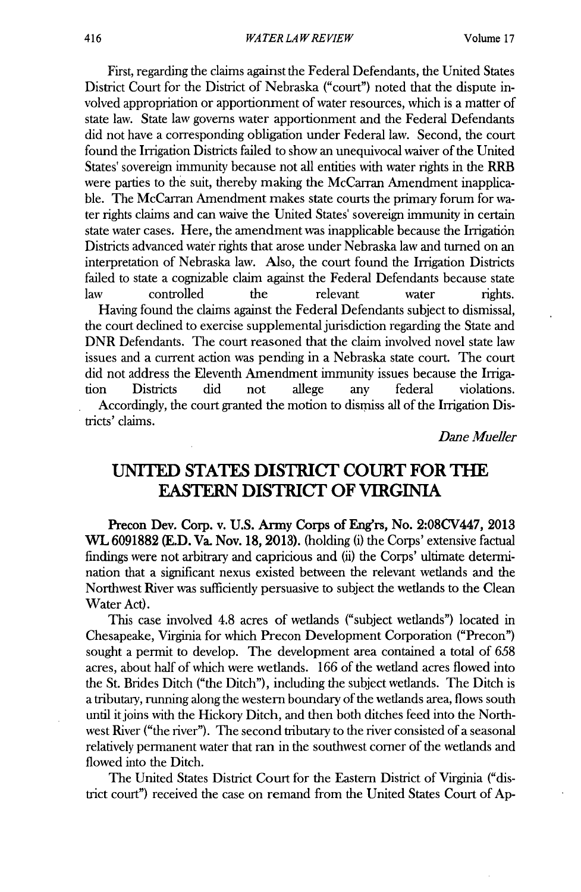First, regarding the claims against the Federal Defendants, the United States District Court for the District of Nebraska ("court") noted that the dispute involved appropriation or apportionment of water resources, which is a matter of state law. State law governs water apportionment and the Federal Defendants did not have a corresponding obligation under Federal law. Second, the court found the Irrigation Districts failed to show an unequivocal waiver of the United States' sovereign immunity because not all entities with water rights in the RRB were parties to the suit, thereby making the McCarran Amendment inapplicable. The McCarran Amendment makes state courts the primary forum for water rights claims and can waive the United States' sovereign immunity in certain state water cases. Here, the amendment was inapplicable because the Irrigation Districts advanced water rights that arose under Nebraska law and turned on an interpretation of Nebraska law. Also, the court found the Irrigation Districts failed to state a cognizable claim against the Federal Defendants because state law controlled the relevant water rights.

Having found the claims against the Federal Defendants subject to dismissal, the court declined to exercise supplemental jurisdiction regarding the State and DNR Defendants. The court reasoned that the claim involved novel state law issues and a current action was pending in a Nebraska state court. The court did not address the Eleventh Amendment immunity issues because the Irrigation Districts did not allege any federal violations.

Accordingly, the court granted the motion to dismiss all of the Irrigation Districts' claims.

*Dane Mueller*

## UNITED STATES DISTRICT COURT FOR THE EASTERN DISTRICT OF VIRGINIA

**Precon Dev. Corp. v. U.S. Army Corps of Eng'rs, No. 2:08CV447, 2013 WL 6091882 (E.D. Va. Nov. 18, 2013).** (holding (i) the Corps' extensive factual findings were not arbitrary and capricious and (ii) the Corps' ultimate determination that a significant nexus existed between the relevant wetlands and the Northwest River was sufficiently persuasive to subject the wetlands to the Clean Water Act).

This case involved 4.8 acres of wetlands ("subject wetlands") located in Chesapeake, Virginia for which Precon Development Corporation ("Precon") sought a permit to develop. The development area contained a total of 658 acres, about half of which were wetlands. 166 of the wetland acres flowed into the St. Brides Ditch ("the Ditch"), including the subject wetlands. The Ditch is a tributary, running along the western boundary of the wetlands area, flows south until it joins with the Hickory Ditch, and then both ditches feed into the Northwest River ("the river"). The second tributary to the river consisted of a seasonal relatively permanent water that ran in the southwest corner of the wetlands and flowed into the Ditch.

The United States District Court for the Eastern District of Virginia ("district court") received the case on remand from the United States Court of Ap-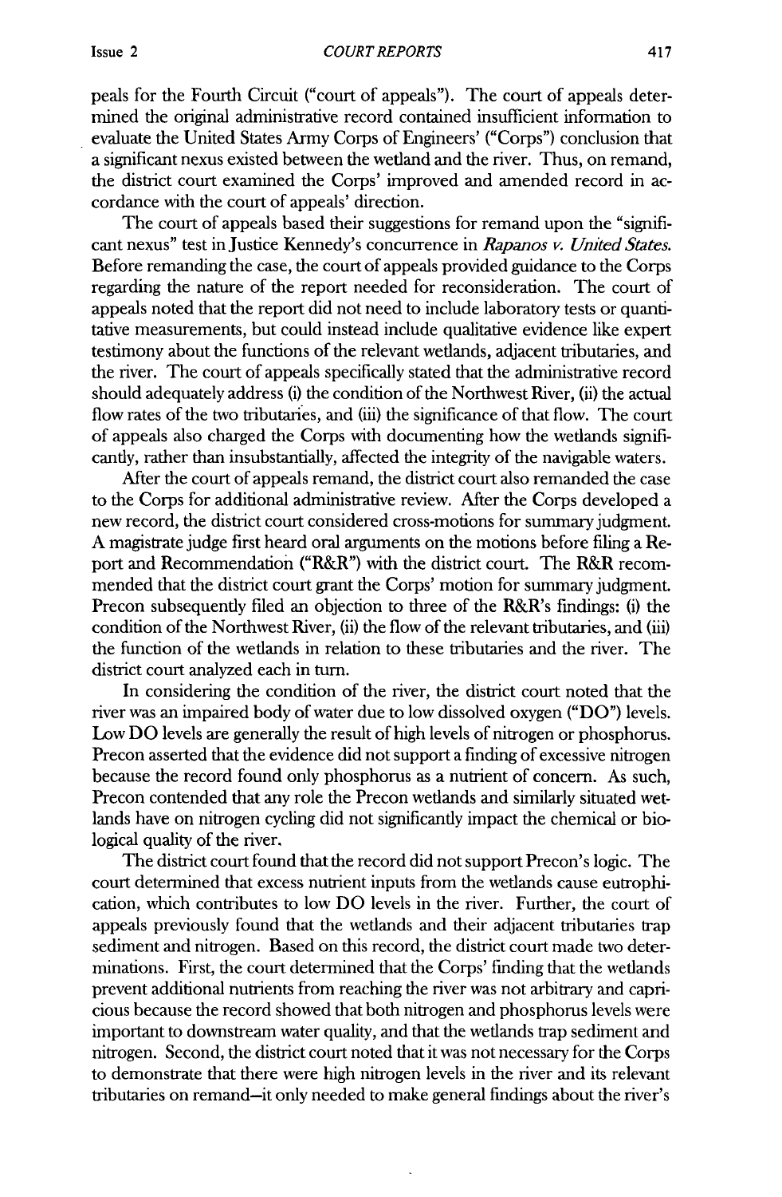peals for the Fourth Circuit ("court of appeals"). The court of appeals determined the original administrative record contained insufficient information to evaluate the United States Army Corps of Engineers' ("Corps") conclusion that a significant nexus existed between the wetland and the river. Thus, on remand, the district court examined the Corps' improved and amended record in accordance with the court of appeals' direction.

The court of appeals based their suggestions for remand upon the "significant nexus" test in Justice Kennedy's concurrence in *Rapanos v. United States.* Before remanding the case, the court of appeals provided guidance to the Corps regarding the nature of the report needed for reconsideration. The court of appeals noted that the report did not need to include laboratory tests or quantitative measurements, but could instead include qualitative evidence like expert testimony about the functions of the relevant wetlands, adjacent tributaries, and the river. The court of appeals specifically stated that the administrative record should adequately address (i) the condition of the Northwest River, (ii) the actual flow rates of the two tributaries, and (iii) the significance of that flow. The court of appeals also charged the Corps with documenting how the wetlands significantly, rather than insubstantially, affected the integrity of the navigable waters.

After the court of appeals remand, the district court also remanded the case to the Corps for additional administrative review. After the Corps developed a new record, the district court considered cross-motions for summary judgment. A magistrate judge first heard oral arguments on the motions before filing a Report and Recommendation ("R&R") with the district court. The R&R recommended that the district court grant the Corps' motion for summary judgment. Precon subsequently filed an objection to three of the R&R's findings: (i) the condition of the Northwest River, (ii) the flow of the relevant tributaries, and (iii) the function of the wetlands in relation to these tributaries and the river. The district court analyzed each in turn.

In considering the condition of the river, the district court noted that the river was an impaired body of water due to low dissolved oxygen ("DO") levels. Low DO levels are generally the result of high levels of nitrogen or phosphorus. Precon asserted that the evidence did not support a finding of excessive nitrogen because the record found only phosphorus as a nutrient of concern. As such, Precon contended that any role the Precon wetlands and similarly situated wetlands have on nitrogen cycling did not significantly impact the chemical or biological quality of the river.

The district court found that the record did not support Precon's logic. The court determined that excess nutrient inputs from the wetlands cause eutrophication, which contributes to low DO levels in the river. Further, the court of appeals previously found that the wetlands and their adjacent tributaries trap sediment and nitrogen. Based on this record, the district court made two determinations. First, the court determined that the Corps' finding that the wetlands prevent additional nutrients from reaching the river was not arbitrary and capricious because the record showed that both nitrogen and phosphorus levels were important to downstream water quality, and that the wetlands trap sediment and nitrogen. Second, the district court noted that it was not necessary for the Corps to demonstrate that there were high nitrogen levels in the river and its relevant tributaries on remand–it only needed to make general findings about the river's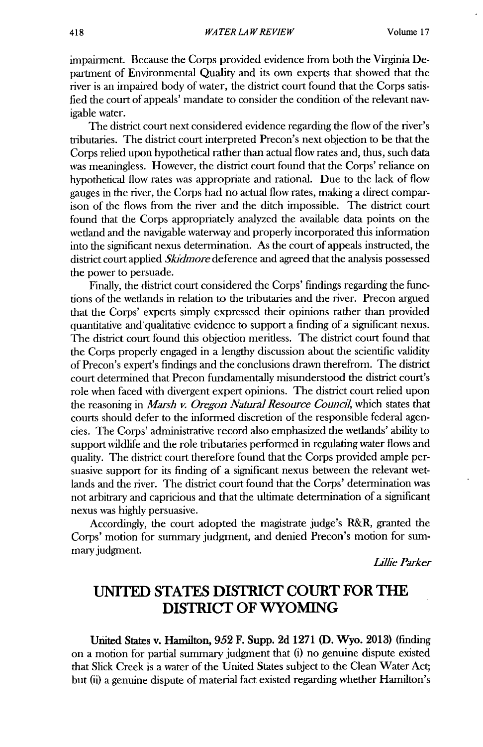impairment. Because the Corps provided evidence from both the Virginia Department of Environmental Quality and its own experts that showed that the river is an impaired body of water, the district court found that the Corps satisfied the court of appeals' mandate to consider the condition of the relevant navigable water.

The district court next considered evidence regarding the flow of the river's tributaries. The district court interpreted Precon's next objection to be that the Corps relied upon hypothetical rather than actual flow rates and, thus, such data was meaningless. However, the district court found that the Corps' reliance on hypothetical flow rates was appropriate and rational. Due to the lack of flow gauges in the river, the Corps had no actual flow rates, making a direct comparison of the flows from the river and the ditch impossible. The district court found that the Corps appropriately analyzed the available data points on the wetland and the navigable waterway and properly incorporated this information into the significant nexus determination. As the court of appeals instructed, the district court applied *Skidmore* deference and agreed that the analysis possessed the power to persuade.

Finally, the district court considered the Corps' findings regarding the functions of the wetlands in relation to the tributaries and the river. Precon argued that the Corps' experts simply expressed their opinions rather than provided quantitative and qualitative evidence to support a finding of a significant nexus. The district court found this objection meritless. The district court found that the Corps properly engaged in a lengthy discussion about the scientific validity of Precon's expert's findings and the conclusions drawn therefrom. The district court determined that Precon fundamentally misunderstood the district court's role when faced with divergent expert opinions. The district court relied upon the reasoning in *Marsh v. Oregon Natural Resource Council*, which states that courts should defer to the informed discretion of the responsible federal agencies. The Corps' administrative record also emphasized the wetlands' ability to support wildlife and the role tributaries performed in regulating water flows and quality. The district court therefore found that the Corps provided ample persuasive support for its finding of a significant nexus between the relevant wetlands and the river. The district court found that the Corps' determination was not arbitrary and capricious and that the ultimate determination of a significant nexus was highly persuasive.

Accordingly, the court adopted the magistrate judge's R&R, granted the Corps' motion for summary judgment, and denied Precon's motion for summary judgment.

*Lillie Parker*

## UNITED STATES DISTRICT COURT FOR THE DISTRICT OF WYOMING

**United States v. Hamilton, 952 F. Supp. 2d 1271 (D. Wyo. 2013)** (finding on a motion for partial summary judgment that (i) no genuine dispute existed that Slick Creek is a water of the United States subject to the Clean Water Act; but (ii) a genuine dispute of material fact existed regarding whether Hamilton's